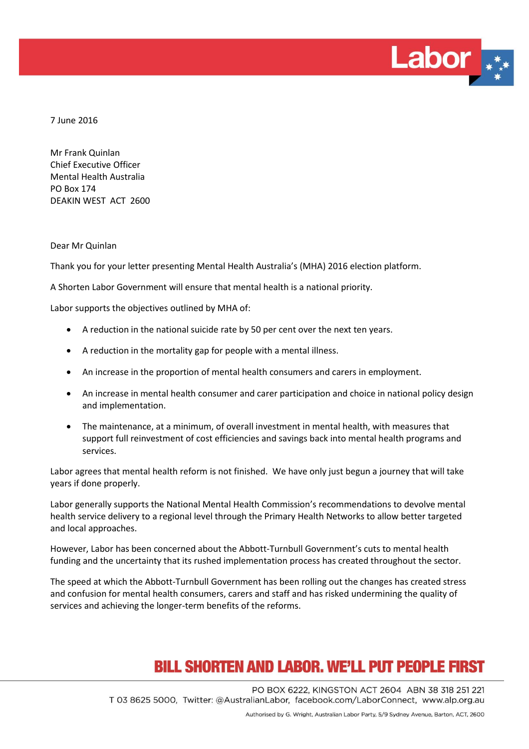7 June 2016

Mr Frank Quinlan
Chief Executive Officer
Mental Health Australia
PO Box 174
DEAKIN WEST ACT 2600

Dear Mr Quinlan

Thank you for your letter presenting Mental Health Australia's (MHA) 2016 election platform.

A Shorten Labor Government will ensure that mental health is a national priority.

Labor supports the objectives outlined by MHA of:

- A reduction in the national suicide rate by 50 per cent over the next ten years.
- A reduction in the mortality gap for people with a mental illness.
- An increase in the proportion of mental health consumers and carers in employment.
- An increase in mental health consumer and carer participation and choice in national policy design and implementation.
- The maintenance, at a minimum, of overall investment in mental health, with measures that support full reinvestment of cost efficiencies and savings back into mental health programs and services.

Labor agrees that mental health reform is not finished. We have only just begun a journey that will take years if done properly.

Labor generally supports the National Mental Health Commission's recommendations to devolve mental health service delivery to a regional level through the Primary Health Networks to allow better targeted and local approaches.

However, Labor has been concerned about the Abbott-Turnbull Government's cuts to mental health funding and the uncertainty that its rushed implementation process has created throughout the sector.

The speed at which the Abbott-Turnbull Government has been rolling out the changes has created stress and confusion for mental health consumers, carers and staff and has risked undermining the quality of services and achieving the longer-term benefits of the reforms.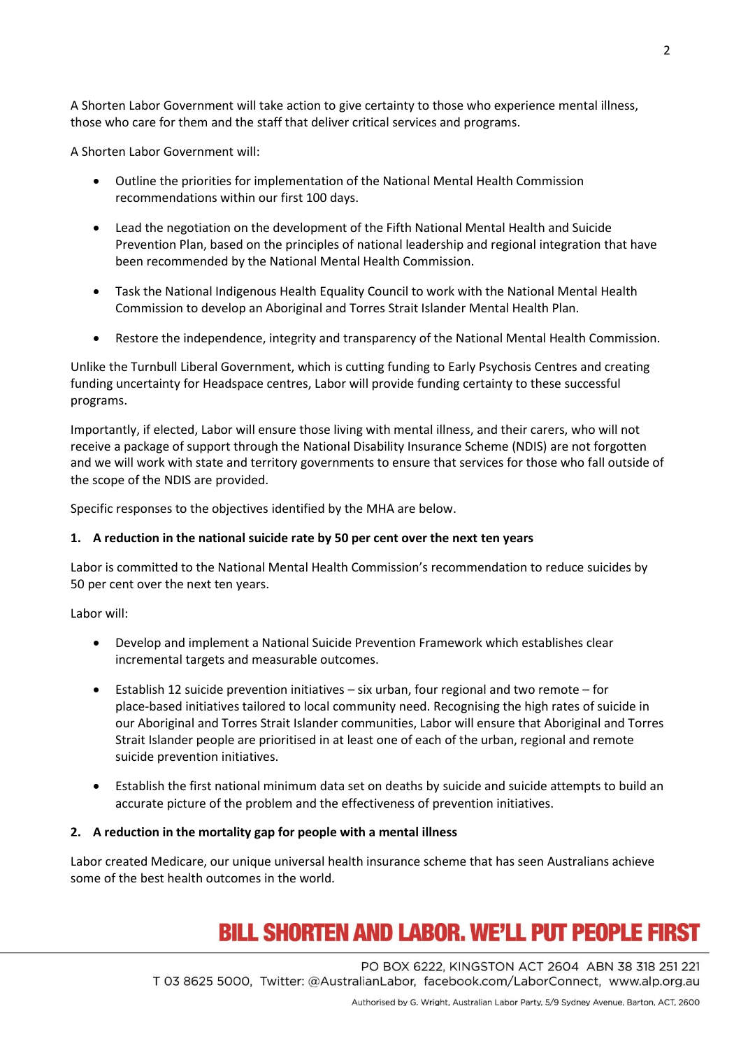A Shorten Labor Government will take action to give certainty to those who experience mental illness, those who care for them and the staff that deliver critical services and programs.

A Shorten Labor Government will:

- Outline the priorities for implementation of the National Mental Health Commission recommendations within our first 100 days.
- Lead the negotiation on the development of the Fifth National Mental Health and Suicide Prevention Plan, based on the principles of national leadership and regional integration that have been recommended by the National Mental Health Commission.
- Task the National Indigenous Health Equality Council to work with the National Mental Health Commission to develop an Aboriginal and Torres Strait Islander Mental Health Plan.
- Restore the independence, integrity and transparency of the National Mental Health Commission.

Unlike the Turnbull Liberal Government, which is cutting funding to Early Psychosis Centres and creating funding uncertainty for Headspace centres, Labor will provide funding certainty to these successful programs.

Importantly, if elected, Labor will ensure those living with mental illness, and their carers, who will not receive a package of support through the National Disability Insurance Scheme (NDIS) are not forgotten and we will work with state and territory governments to ensure that services for those who fall outside of the scope of the NDIS are provided.

Specific responses to the objectives identified by the MHA are below.

**1. A reduction in the national suicide rate by 50 per cent over the next ten years**

Labor is committed to the National Mental Health Commission's recommendation to reduce suicides by 50 per cent over the next ten years.

Labor will:

- Develop and implement a National Suicide Prevention Framework which establishes clear incremental targets and measurable outcomes.
- Establish 12 suicide prevention initiatives – six urban, four regional and two remote – for place-based initiatives tailored to local community need. Recognising the high rates of suicide in our Aboriginal and Torres Strait Islander communities, Labor will ensure that Aboriginal and Torres Strait Islander people are prioritised in at least one of each of the urban, regional and remote suicide prevention initiatives.
- Establish the first national minimum data set on deaths by suicide and suicide attempts to build an accurate picture of the problem and the effectiveness of prevention initiatives.

**2. A reduction in the mortality gap for people with a mental illness**

Labor created Medicare, our unique universal health insurance scheme that has seen Australians achieve some of the best health outcomes in the world.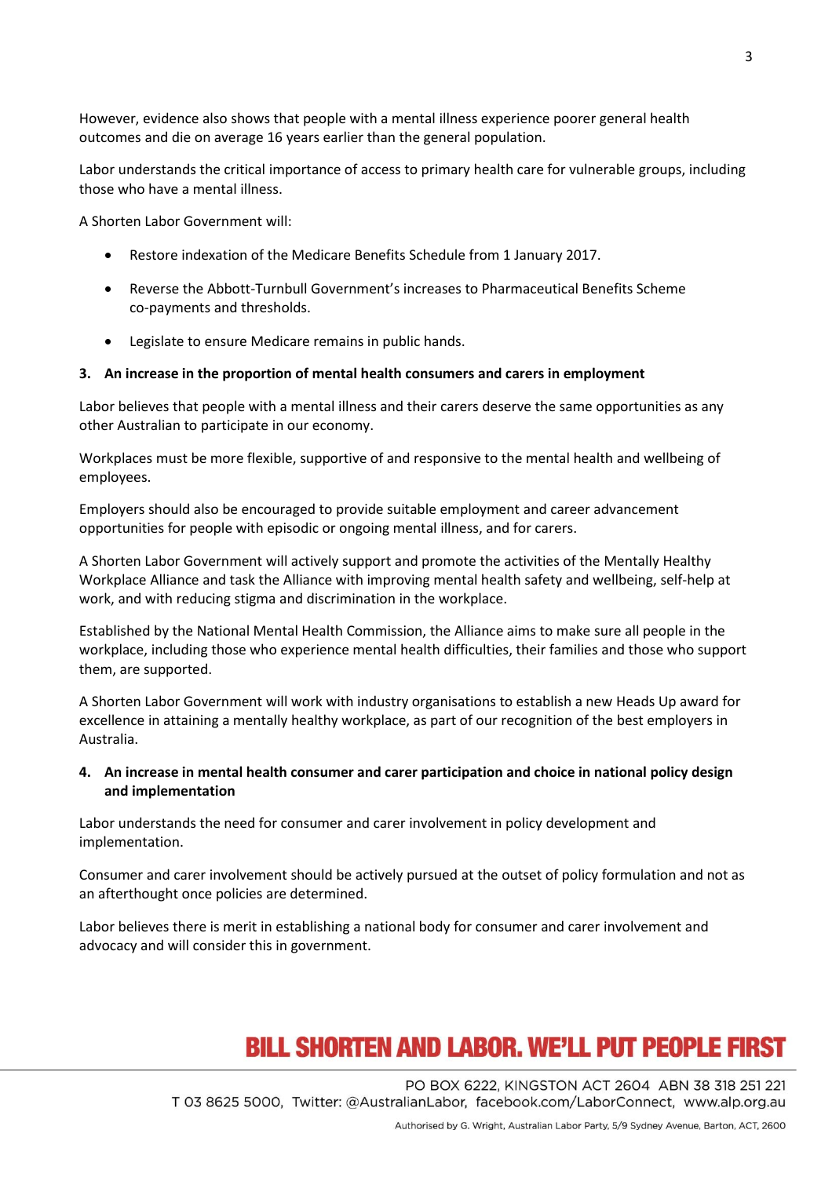However, evidence also shows that people with a mental illness experience poorer general health outcomes and die on average 16 years earlier than the general population.

Labor understands the critical importance of access to primary health care for vulnerable groups, including those who have a mental illness.

A Shorten Labor Government will:

- Restore indexation of the Medicare Benefits Schedule from 1 January 2017.
- Reverse the Abbott-Turnbull Government's increases to Pharmaceutical Benefits Scheme co-payments and thresholds.
- Legislate to ensure Medicare remains in public hands.

**3. An increase in the proportion of mental health consumers and carers in employment**

Labor believes that people with a mental illness and their carers deserve the same opportunities as any other Australian to participate in our economy.

Workplaces must be more flexible, supportive of and responsive to the mental health and wellbeing of employees.

Employers should also be encouraged to provide suitable employment and career advancement opportunities for people with episodic or ongoing mental illness, and for carers.

A Shorten Labor Government will actively support and promote the activities of the Mentally Healthy Workplace Alliance and task the Alliance with improving mental health safety and wellbeing, self-help at work, and with reducing stigma and discrimination in the workplace.

Established by the National Mental Health Commission, the Alliance aims to make sure all people in the workplace, including those who experience mental health difficulties, their families and those who support them, are supported.

A Shorten Labor Government will work with industry organisations to establish a new Heads Up award for excellence in attaining a mentally healthy workplace, as part of our recognition of the best employers in Australia.

**4. An increase in mental health consumer and carer participation and choice in national policy design and implementation**

Labor understands the need for consumer and carer involvement in policy development and implementation.

Consumer and carer involvement should be actively pursued at the outset of policy formulation and not as an afterthought once policies are determined.

Labor believes there is merit in establishing a national body for consumer and carer involvement and advocacy and will consider this in government.

BILL SHORTEN AND LABOR. WE'LL PUT PEOPLE FIRST

PO BOX 6222, KINGSTON ACT 2604 ABN 38 318 251 221
T 03 8625 5000, Twitter: @AustralianLabor, facebook.com/LaborConnect, www.alp.org.au

Authorised by G. Wright, Australian Labor Party, 5/9 Sydney Avenue, Barton, ACT, 2600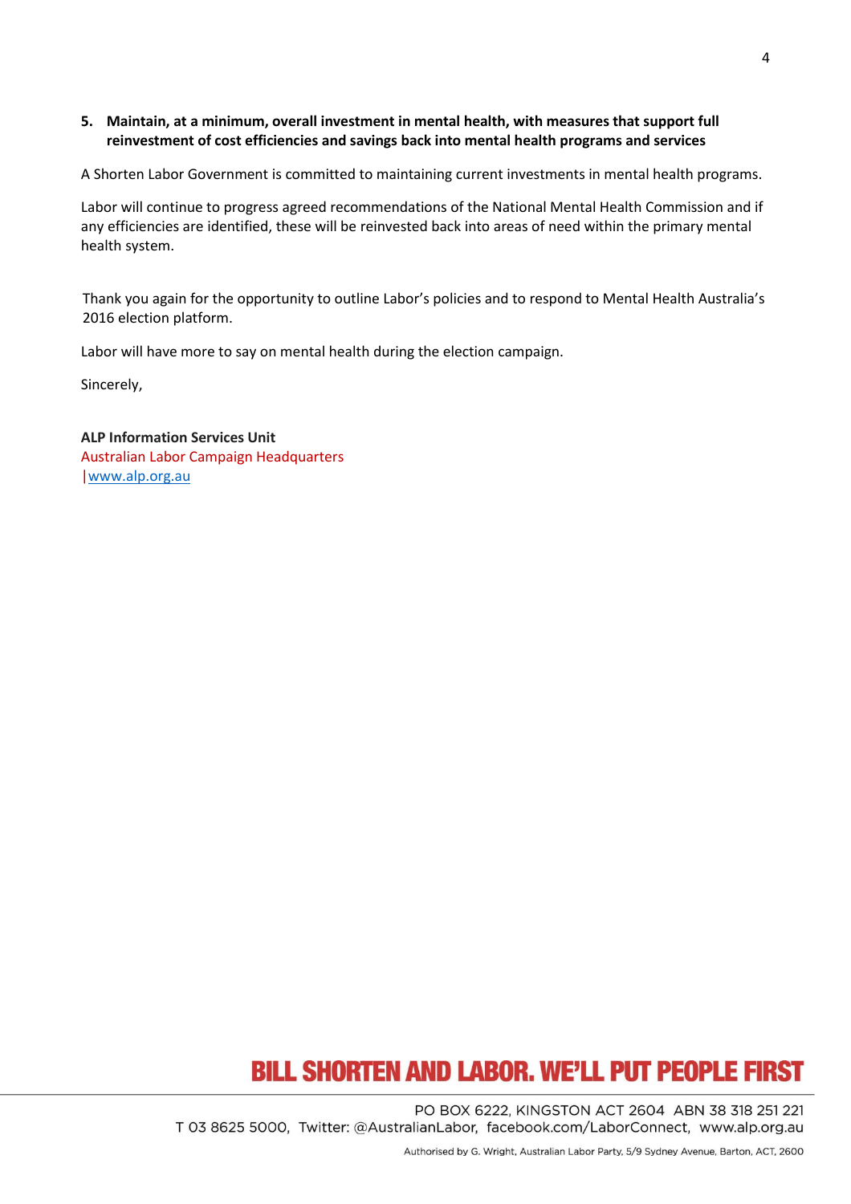**5. Maintain, at a minimum, overall investment in mental health, with measures that support full reinvestment of cost efficiencies and savings back into mental health programs and services**

A Shorten Labor Government is committed to maintaining current investments in mental health programs.

Labor will continue to progress agreed recommendations of the National Mental Health Commission and if any efficiencies are identified, these will be reinvested back into areas of need within the primary mental health system.

Thank you again for the opportunity to outline Labor's policies and to respond to Mental Health Australia's 2016 election platform.

Labor will have more to say on mental health during the election campaign.

Sincerely,

**ALP Information Services Unit**
Australian Labor Campaign Headquarters
|www.alp.org.au

BILL SHORTEN AND LABOR. WE'LL PUT PEOPLE FIRST

PO BOX 6222, KINGSTON ACT 2604 ABN 38 318 251 221
T 03 8625 5000, Twitter: @AustralianLabor, facebook.com/LaborConnect, www.alp.org.au

Authorised by G. Wright, Australian Labor Party, 5/9 Sydney Avenue, Barton, ACT, 2600